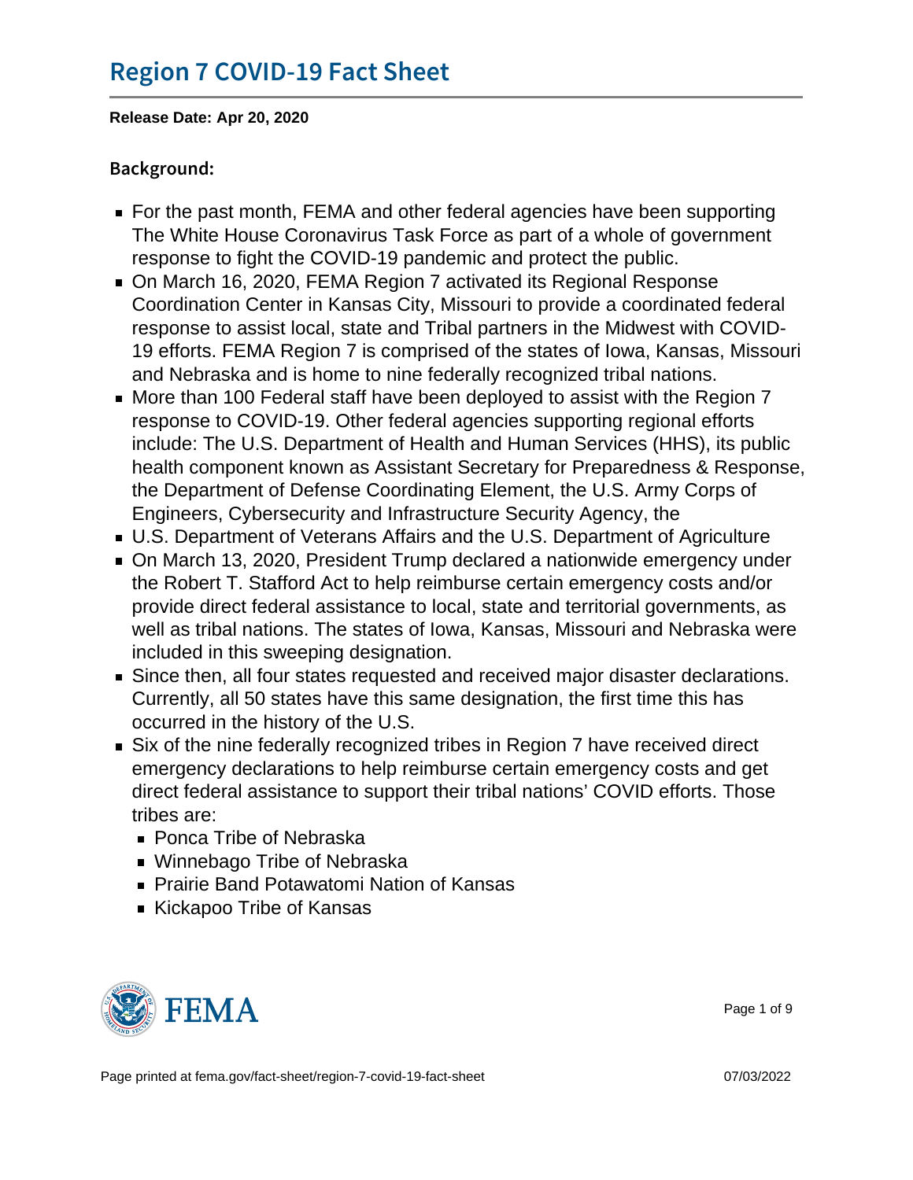# Region 7 COVID-19 Fact Sheet

**Release Date: Apr 20, 2020**

## Background:

- For the past month, FEMA and other federal agencies have been supporting The White House Coronavirus Task Force as part of a whole of government response to fight the COVID-19 pandemic and protect the public.
- On March 16, 2020, FEMA Region 7 activated its Regional Response Coordination Center in Kansas City, Missouri to provide a coordinated federal response to assist local, state and Tribal partners in the Midwest with COVID-19 efforts. FEMA Region 7 is comprised of the states of Iowa, Kansas, Missouri and Nebraska and is home to nine federally recognized tribal nations.
- More than 100 Federal staff have been deployed to assist with the Region 7 response to COVID-19. Other federal agencies supporting regional efforts include: The U.S. Department of Health and Human Services (HHS), its public health component known as Assistant Secretary for Preparedness & Response, the Department of Defense Coordinating Element, the U.S. Army Corps of Engineers, Cybersecurity and Infrastructure Security Agency, the
- U.S. Department of Veterans Affairs and the U.S. Department of Agriculture
- On March 13, 2020, President Trump declared a nationwide emergency under the Robert T. Stafford Act to help reimburse certain emergency costs and/or provide direct federal assistance to local, state and territorial governments, as well as tribal nations. The states of Iowa, Kansas, Missouri and Nebraska were included in this sweeping designation.
- Since then, all four states requested and received major disaster declarations. Currently, all 50 states have this same designation, the first time this has occurred in the history of the U.S.
- Six of the nine federally recognized tribes in Region 7 have received direct emergency declarations to help reimburse certain emergency costs and get direct federal assistance to support their tribal nations' COVID efforts. Those tribes are:
  - Ponca Tribe of Nebraska
  - Winnebago Tribe of Nebraska
  - Prairie Band Potawatomi Nation of Kansas
  - Kickapoo Tribe of Kansas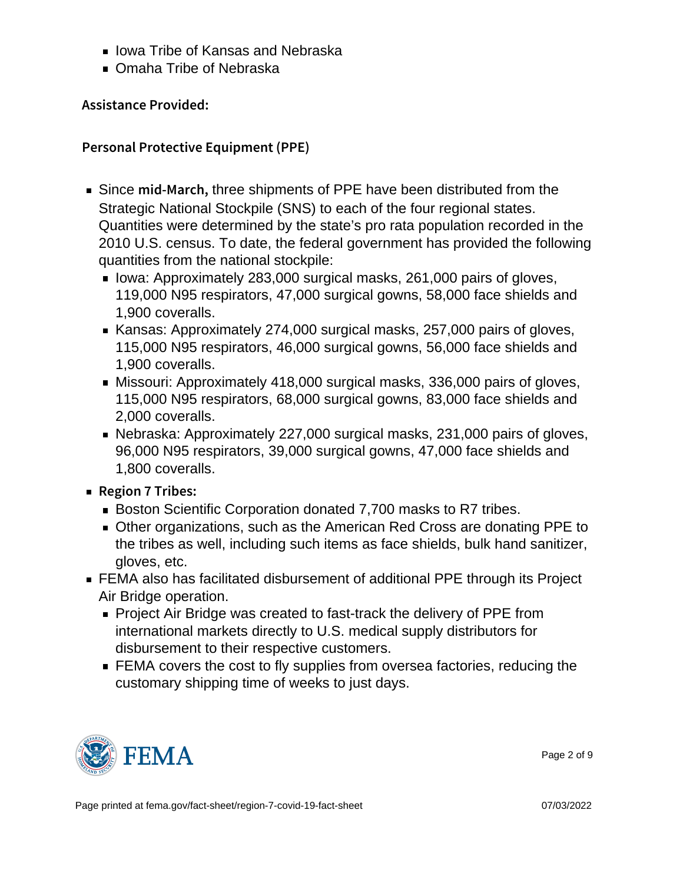- Iowa Tribe of Kansas and Nebraska
- Omaha Tribe of Nebraska

### Assistance Provided:

#### Personal Protective Equipment (PPE)

- Since **mid-March,** three shipments of PPE have been distributed from the Strategic National Stockpile (SNS) to each of the four regional states. Quantities were determined by the state's pro rata population recorded in the 2010 U.S. census. To date, the federal government has provided the following quantities from the national stockpile:
  - Iowa: Approximately 283,000 surgical masks, 261,000 pairs of gloves, 119,000 N95 respirators, 47,000 surgical gowns, 58,000 face shields and 1,900 coveralls.
  - Kansas: Approximately 274,000 surgical masks, 257,000 pairs of gloves, 115,000 N95 respirators, 46,000 surgical gowns, 56,000 face shields and 1,900 coveralls.
  - Missouri: Approximately 418,000 surgical masks, 336,000 pairs of gloves, 115,000 N95 respirators, 68,000 surgical gowns, 83,000 face shields and 2,000 coveralls.
  - Nebraska: Approximately 227,000 surgical masks, 231,000 pairs of gloves, 96,000 N95 respirators, 39,000 surgical gowns, 47,000 face shields and 1,800 coveralls.
- **Region 7 Tribes:**
  - Boston Scientific Corporation donated 7,700 masks to R7 tribes.
  - Other organizations, such as the American Red Cross are donating PPE to the tribes as well, including such items as face shields, bulk hand sanitizer, gloves, etc.
- FEMA also has facilitated disbursement of additional PPE through its Project Air Bridge operation.
  - Project Air Bridge was created to fast-track the delivery of PPE from international markets directly to U.S. medical supply distributors for disbursement to their respective customers.
  - FEMA covers the cost to fly supplies from oversea factories, reducing the customary shipping time of weeks to just days.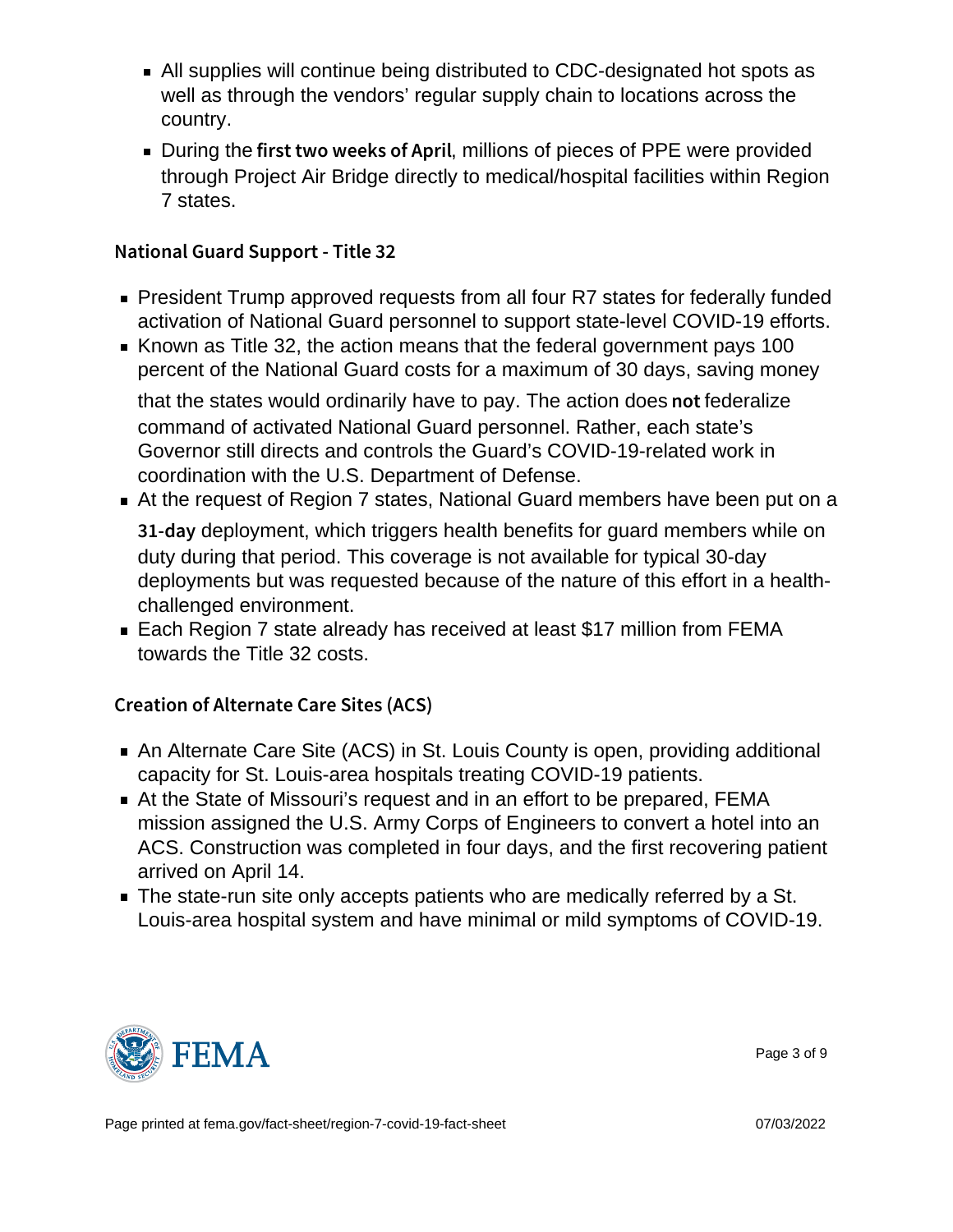- All supplies will continue being distributed to CDC-designated hot spots as well as through the vendors' regular supply chain to locations across the country.
- During the **first two weeks of April**, millions of pieces of PPE were provided through Project Air Bridge directly to medical/hospital facilities within Region 7 states.

### National Guard Support - Title 32

- President Trump approved requests from all four R7 states for federally funded activation of National Guard personnel to support state-level COVID-19 efforts.
- Known as Title 32, the action means that the federal government pays 100 percent of the National Guard costs for a maximum of 30 days, saving money that the states would ordinarily have to pay. The action does **not** federalize command of activated National Guard personnel. Rather, each state's Governor still directs and controls the Guard's COVID-19-related work in coordination with the U.S. Department of Defense.
- At the request of Region 7 states, National Guard members have been put on a **31-day** deployment, which triggers health benefits for guard members while on duty during that period. This coverage is not available for typical 30-day deployments but was requested because of the nature of this effort in a health-challenged environment.
- Each Region 7 state already has received at least $17 million from FEMA towards the Title 32 costs.

### Creation of Alternate Care Sites (ACS)

- An Alternate Care Site (ACS) in St. Louis County is open, providing additional capacity for St. Louis-area hospitals treating COVID-19 patients.
- At the State of Missouri's request and in an effort to be prepared, FEMA mission assigned the U.S. Army Corps of Engineers to convert a hotel into an ACS. Construction was completed in four days, and the first recovering patient arrived on April 14.
- The state-run site only accepts patients who are medically referred by a St. Louis-area hospital system and have minimal or mild symptoms of COVID-19.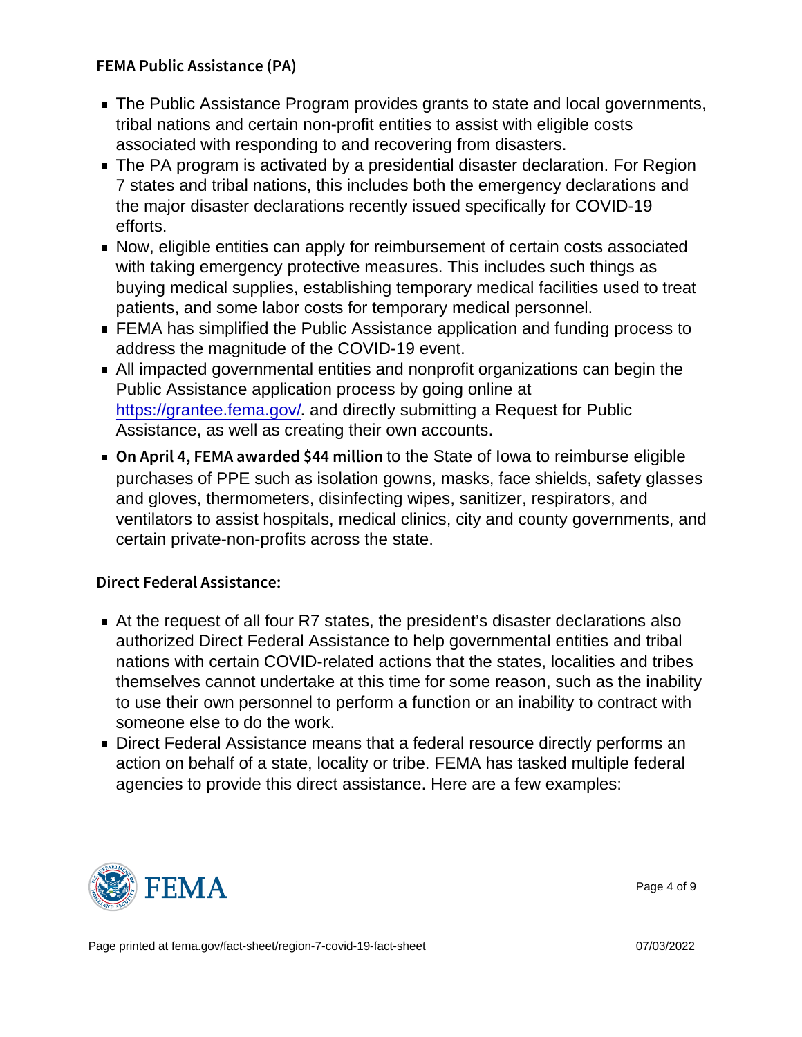### FEMA Public Assistance (PA)

- The Public Assistance Program provides grants to state and local governments, tribal nations and certain non-profit entities to assist with eligible costs associated with responding to and recovering from disasters.
- The PA program is activated by a presidential disaster declaration. For Region 7 states and tribal nations, this includes both the emergency declarations and the major disaster declarations recently issued specifically for COVID-19 efforts.
- Now, eligible entities can apply for reimbursement of certain costs associated with taking emergency protective measures. This includes such things as buying medical supplies, establishing temporary medical facilities used to treat patients, and some labor costs for temporary medical personnel.
- FEMA has simplified the Public Assistance application and funding process to address the magnitude of the COVID-19 event.
- All impacted governmental entities and nonprofit organizations can begin the Public Assistance application process by going online at [https://grantee.fema.gov/](https://grantee.fema.gov/). and directly submitting a Request for Public Assistance, as well as creating their own accounts.
- **On April 4, FEMA awarded $44 million** to the State of Iowa to reimburse eligible purchases of PPE such as isolation gowns, masks, face shields, safety glasses and gloves, thermometers, disinfecting wipes, sanitizer, respirators, and ventilators to assist hospitals, medical clinics, city and county governments, and certain private-non-profits across the state.

### Direct Federal Assistance:

- At the request of all four R7 states, the president's disaster declarations also authorized Direct Federal Assistance to help governmental entities and tribal nations with certain COVID-related actions that the states, localities and tribes themselves cannot undertake at this time for some reason, such as the inability to use their own personnel to perform a function or an inability to contract with someone else to do the work.
- Direct Federal Assistance means that a federal resource directly performs an action on behalf of a state, locality or tribe. FEMA has tasked multiple federal agencies to provide this direct assistance. Here are a few examples: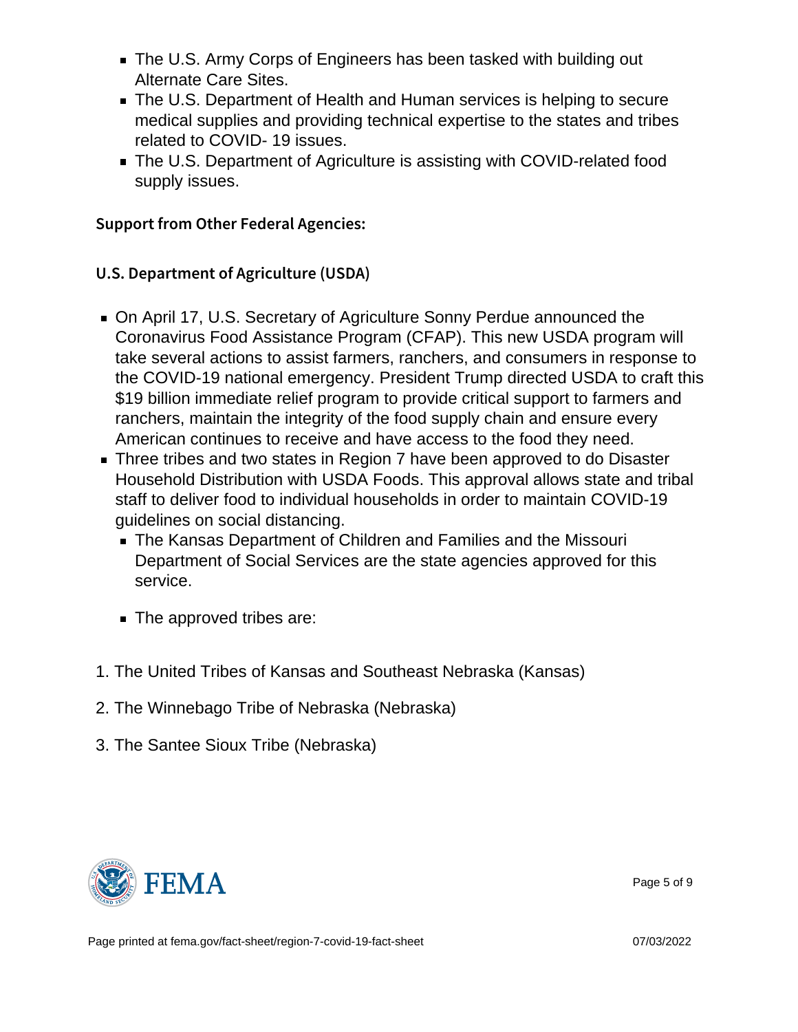- The U.S. Army Corps of Engineers has been tasked with building out Alternate Care Sites.
- The U.S. Department of Health and Human services is helping to secure medical supplies and providing technical expertise to the states and tribes related to COVID- 19 issues.
- The U.S. Department of Agriculture is assisting with COVID-related food supply issues.

### Support from Other Federal Agencies:

#### U.S. Department of Agriculture (USDA)

- On April 17, U.S. Secretary of Agriculture Sonny Perdue announced the Coronavirus Food Assistance Program (CFAP). This new USDA program will take several actions to assist farmers, ranchers, and consumers in response to the COVID-19 national emergency. President Trump directed USDA to craft this $19 billion immediate relief program to provide critical support to farmers and ranchers, maintain the integrity of the food supply chain and ensure every American continues to receive and have access to the food they need.
- Three tribes and two states in Region 7 have been approved to do Disaster Household Distribution with USDA Foods. This approval allows state and tribal staff to deliver food to individual households in order to maintain COVID-19 guidelines on social distancing.
  - The Kansas Department of Children and Families and the Missouri Department of Social Services are the state agencies approved for this service.
  - The approved tribes are:

1. The United Tribes of Kansas and Southeast Nebraska (Kansas)
2. The Winnebago Tribe of Nebraska (Nebraska)
3. The Santee Sioux Tribe (Nebraska)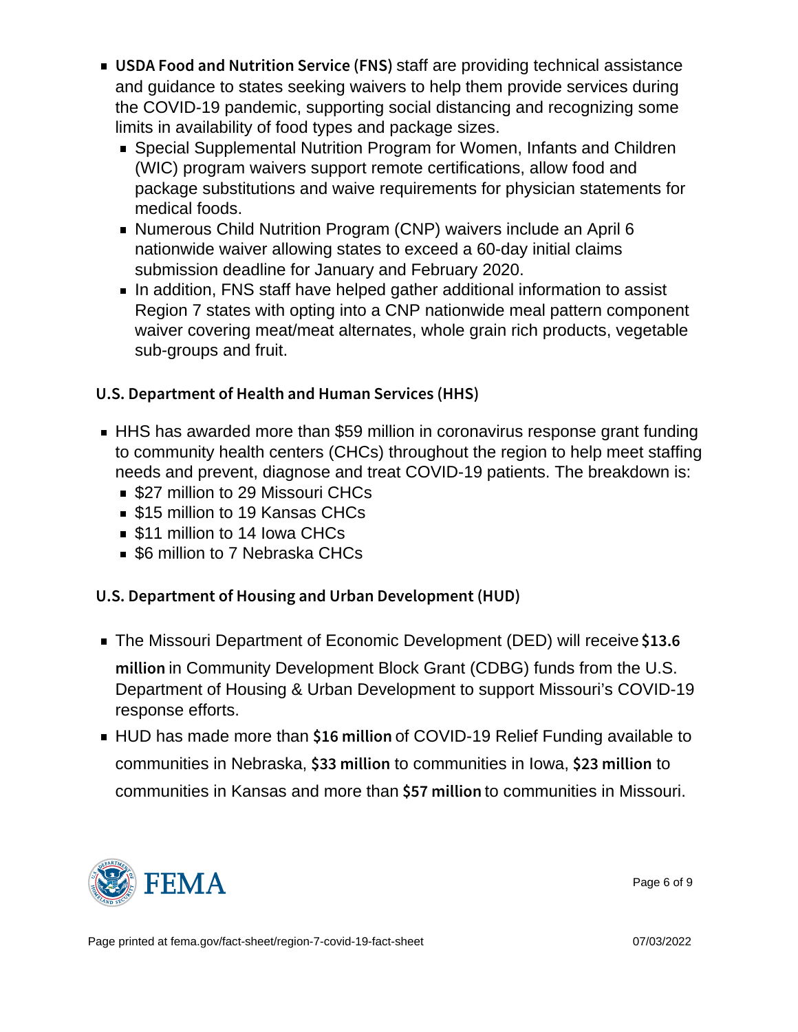- **USDA Food and Nutrition Service (FNS)** staff are providing technical assistance and guidance to states seeking waivers to help them provide services during the COVID-19 pandemic, supporting social distancing and recognizing some limits in availability of food types and package sizes.
  - Special Supplemental Nutrition Program for Women, Infants and Children (WIC) program waivers support remote certifications, allow food and package substitutions and waive requirements for physician statements for medical foods.
  - Numerous Child Nutrition Program (CNP) waivers include an April 6 nationwide waiver allowing states to exceed a 60-day initial claims submission deadline for January and February 2020.
  - In addition, FNS staff have helped gather additional information to assist Region 7 states with opting into a CNP nationwide meal pattern component waiver covering meat/meat alternates, whole grain rich products, vegetable sub-groups and fruit.

### U.S. Department of Health and Human Services (HHS)

- HHS has awarded more than $59 million in coronavirus response grant funding to community health centers (CHCs) throughout the region to help meet staffing needs and prevent, diagnose and treat COVID-19 patients. The breakdown is:
  - $27 million to 29 Missouri CHCs
  - $15 million to 19 Kansas CHCs
  - $11 million to 14 Iowa CHCs
  - $6 million to 7 Nebraska CHCs

### U.S. Department of Housing and Urban Development (HUD)

- The Missouri Department of Economic Development (DED) will receive **$13.6 million** in Community Development Block Grant (CDBG) funds from the U.S. Department of Housing & Urban Development to support Missouri's COVID-19 response efforts.
- HUD has made more than **$16 million** of COVID-19 Relief Funding available to communities in Nebraska, **$33 million** to communities in Iowa, **$23 million** to communities in Kansas and more than **$57 million** to communities in Missouri.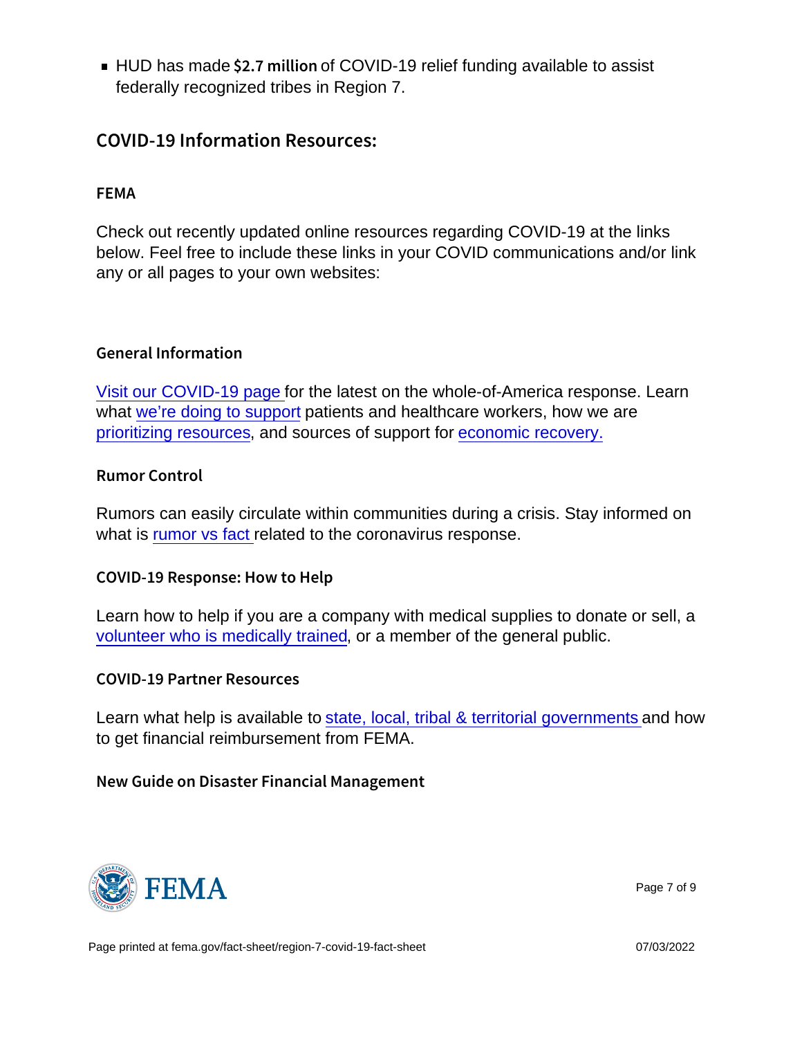- HUD has made **$2.7 million** of COVID-19 relief funding available to assist federally recognized tribes in Region 7.

## COVID-19 Information Resources:

### FEMA

Check out recently updated online resources regarding COVID-19 at the links below. Feel free to include these links in your COVID communications and/or link any or all pages to your own websites:

#### General Information

Visit our COVID-19 page for the latest on the whole-of-America response. Learn what we're doing to support patients and healthcare workers, how we are prioritizing resources, and sources of support for economic recovery.

#### Rumor Control

Rumors can easily circulate within communities during a crisis. Stay informed on what is rumor vs fact related to the coronavirus response.

#### COVID-19 Response: How to Help

Learn how to help if you are a company with medical supplies to donate or sell, a volunteer who is medically trained, or a member of the general public.

#### COVID-19 Partner Resources

Learn what help is available to state, local, tribal & territorial governments and how to get financial reimbursement from FEMA.

#### New Guide on Disaster Financial Management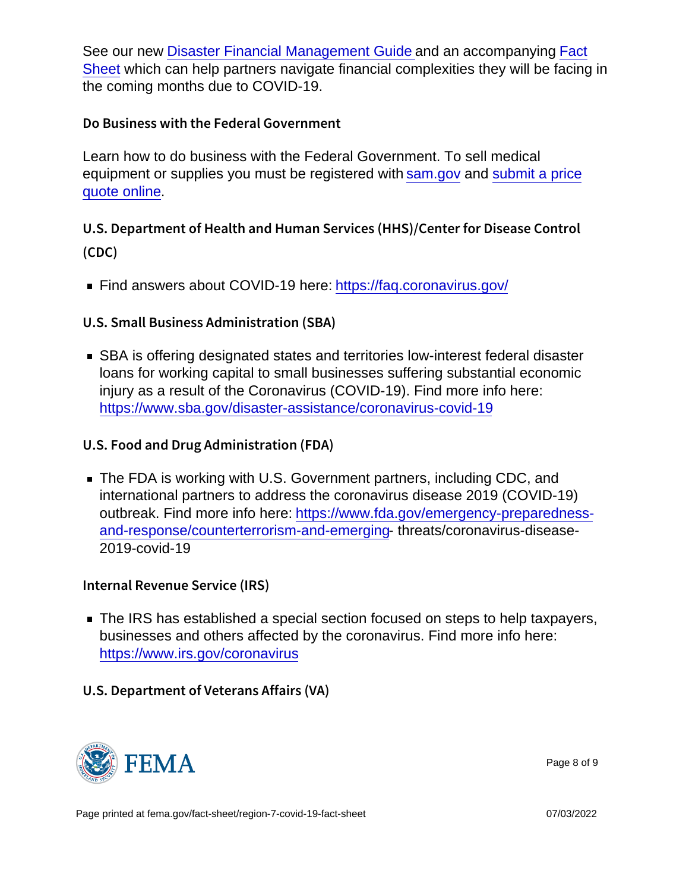See our new Disaster Financial Management Guide and an accompanying Fact Sheet which can help partners navigate financial complexities they will be facing in the coming months due to COVID-19.

### Do Business with the Federal Government

Learn how to do business with the Federal Government. To sell medical equipment or supplies you must be registered with sam.gov and submit a price quote online.

### U.S. Department of Health and Human Services (HHS)/Center for Disease Control (CDC)

- Find answers about COVID-19 here: https://faq.coronavirus.gov/

### U.S. Small Business Administration (SBA)

- SBA is offering designated states and territories low-interest federal disaster loans for working capital to small businesses suffering substantial economic injury as a result of the Coronavirus (COVID-19). Find more info here: https://www.sba.gov/disaster-assistance/coronavirus-covid-19

### U.S. Food and Drug Administration (FDA)

- The FDA is working with U.S. Government partners, including CDC, and international partners to address the coronavirus disease 2019 (COVID-19) outbreak. Find more info here: https://www.fda.gov/emergency-preparedness-and-response/counterterrorism-and-emerging- threats/coronavirus-disease-2019-covid-19

### Internal Revenue Service (IRS)

- The IRS has established a special section focused on steps to help taxpayers, businesses and others affected by the coronavirus. Find more info here: https://www.irs.gov/coronavirus

### U.S. Department of Veterans Affairs (VA)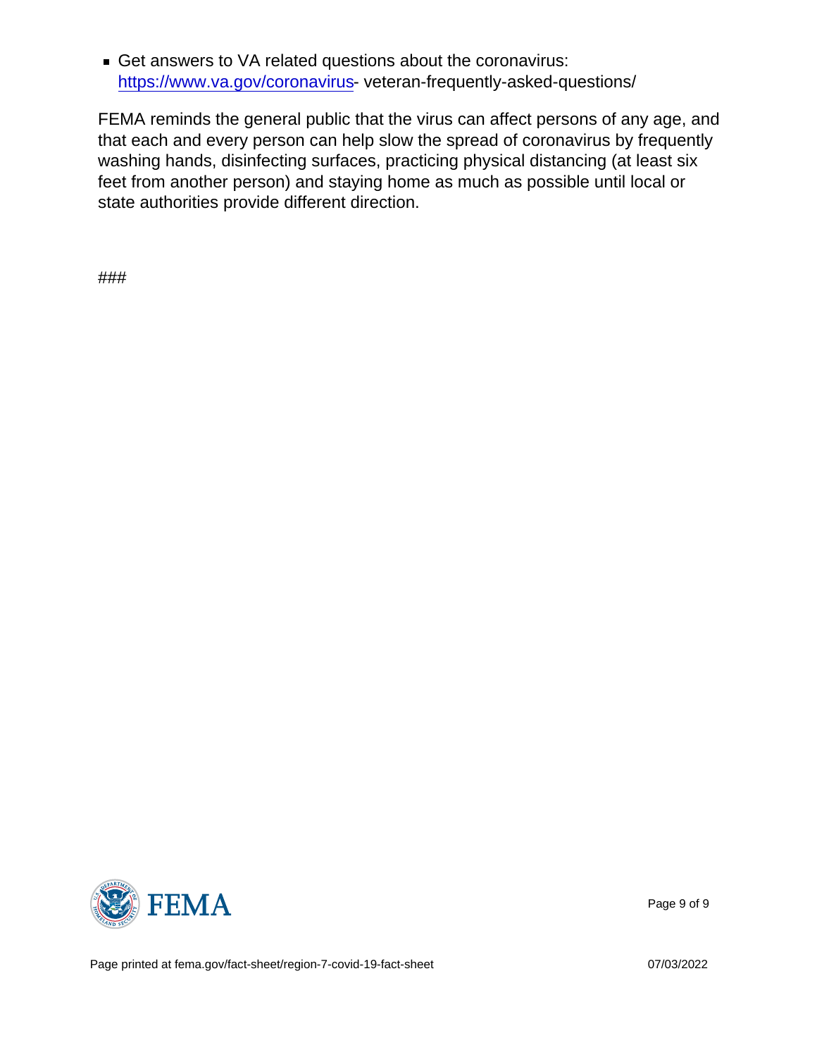- Get answers to VA related questions about the coronavirus: https://www.va.gov/coronavirus- veteran-frequently-asked-questions/

FEMA reminds the general public that the virus can affect persons of any age, and that each and every person can help slow the spread of coronavirus by frequently washing hands, disinfecting surfaces, practicing physical distancing (at least six feet from another person) and staying home as much as possible until local or state authorities provide different direction.

###